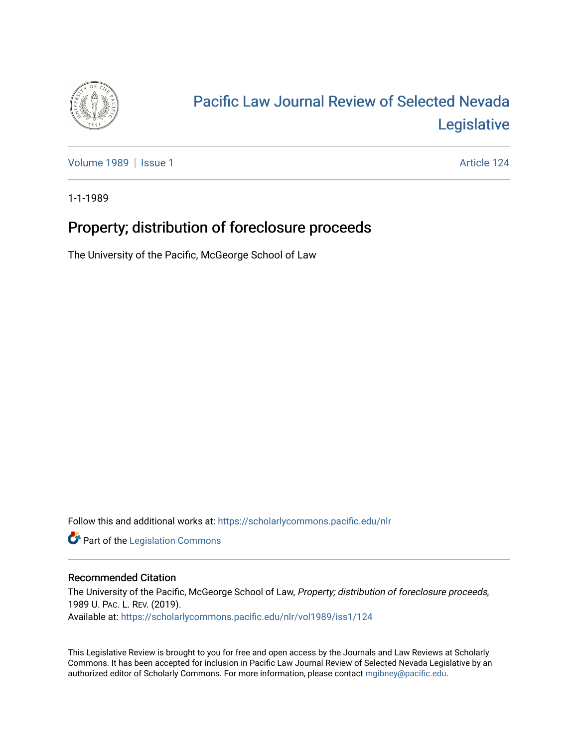# Pacific Law Journal Review of Selected Nevada Legislative

Volume 1989 | Issue 1 Article 124

1-1-1989

## Property; distribution of foreclosure proceeds

The University of the Pacific, McGeorge School of Law

Follow this and additional works at: https://scholarlycommons.pacific.edu/nlr

Part of the Legislation Commons

### Recommended Citation

The University of the Pacific, McGeorge School of Law, *Property; distribution of foreclosure proceeds*, 1989 U. PAC. L. REV. (2019).

Available at: https://scholarlycommons.pacific.edu/nlr/vol1989/iss1/124

This Legislative Review is brought to you for free and open access by the Journals and Law Reviews at Scholarly Commons. It has been accepted for inclusion in Pacific Law Journal Review of Selected Nevada Legislative by an authorized editor of Scholarly Commons. For more information, please contact mgibney@pacific.edu.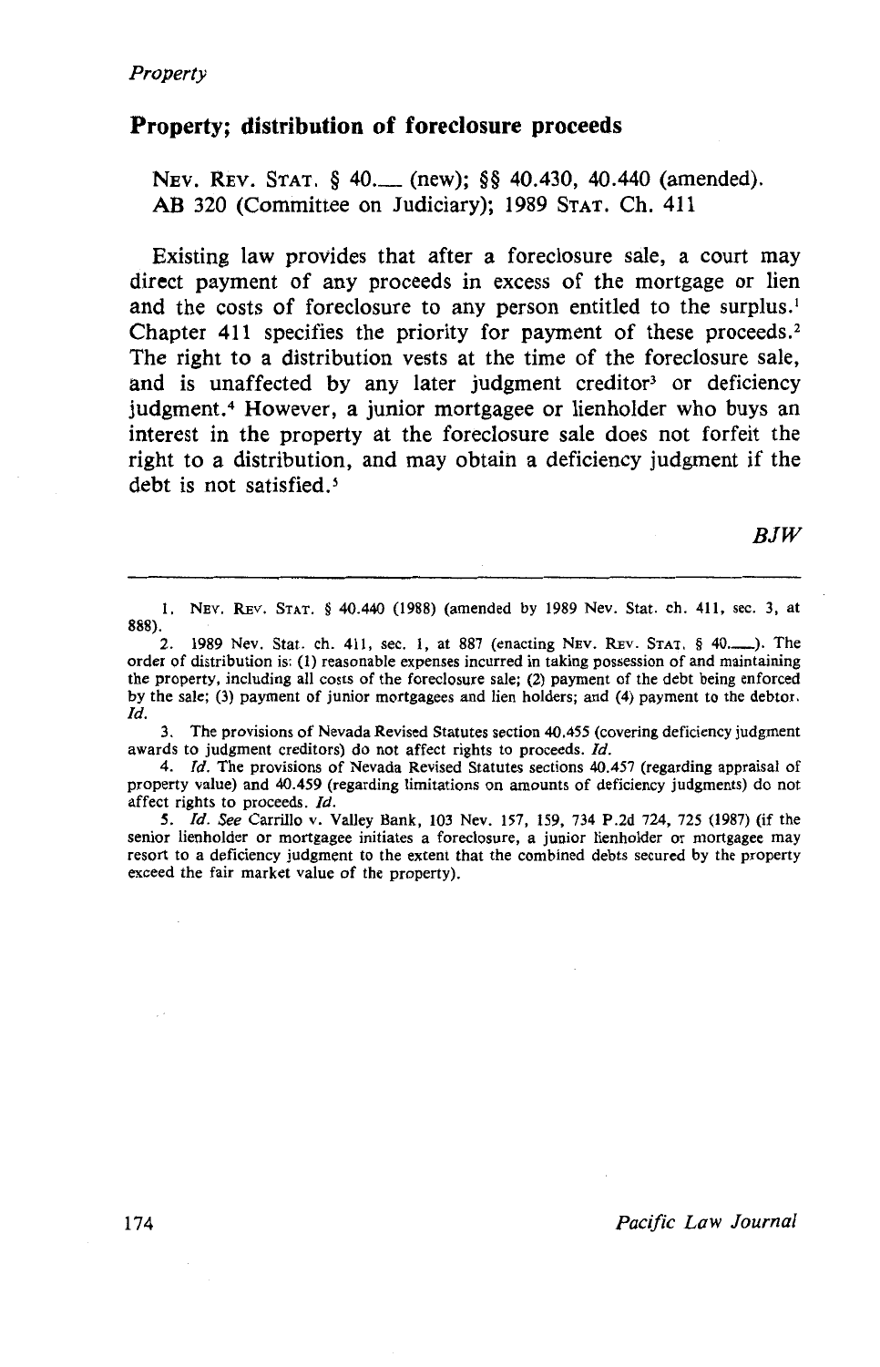## Property; distribution of foreclosure proceeds

NEV. REV. STAT. § 40.\_\_ (new); §§ 40.430, 40.440 (amended).
AB 320 (Committee on Judiciary); 1989 STAT. Ch. 411

Existing law provides that after a foreclosure sale, a court may direct payment of any proceeds in excess of the mortgage or lien and the costs of foreclosure to any person entitled to the surplus.[1] Chapter 411 specifies the priority for payment of these proceeds.[2] The right to a distribution vests at the time of the foreclosure sale, and is unaffected by any later judgment creditor[3] or deficiency judgment.[4] However, a junior mortgagee or lienholder who buys an interest in the property at the foreclosure sale does not forfeit the right to a distribution, and may obtain a deficiency judgment if the debt is not satisfied.[5]

*BJW*

---

1. NEV. REV. STAT. § 40.440 (1988) (amended by 1989 Nev. Stat. ch. 411, sec. 3, at 888).
2. 1989 Nev. Stat. ch. 411, sec. 1, at 887 (enacting NEV. REV. STAT. § 40.\_\_). The order of distribution is: (1) reasonable expenses incurred in taking possession of and maintaining the property, including all costs of the foreclosure sale; (2) payment of the debt being enforced by the sale; (3) payment of junior mortgagees and lien holders; and (4) payment to the debtor. *Id.*
3. The provisions of Nevada Revised Statutes section 40.455 (covering deficiency judgment awards to judgment creditors) do not affect rights to proceeds. *Id.*
4. *Id.* The provisions of Nevada Revised Statutes sections 40.457 (regarding appraisal of property value) and 40.459 (regarding limitations on amounts of deficiency judgments) do not affect rights to proceeds. *Id.*
5. *Id. See* Carrillo v. Valley Bank, 103 Nev. 157, 159, 734 P.2d 724, 725 (1987) (if the senior lienholder or mortgagee initiates a foreclosure, a junior lienholder or mortgagee may resort to a deficiency judgment to the extent that the combined debts secured by the property exceed the fair market value of the property).